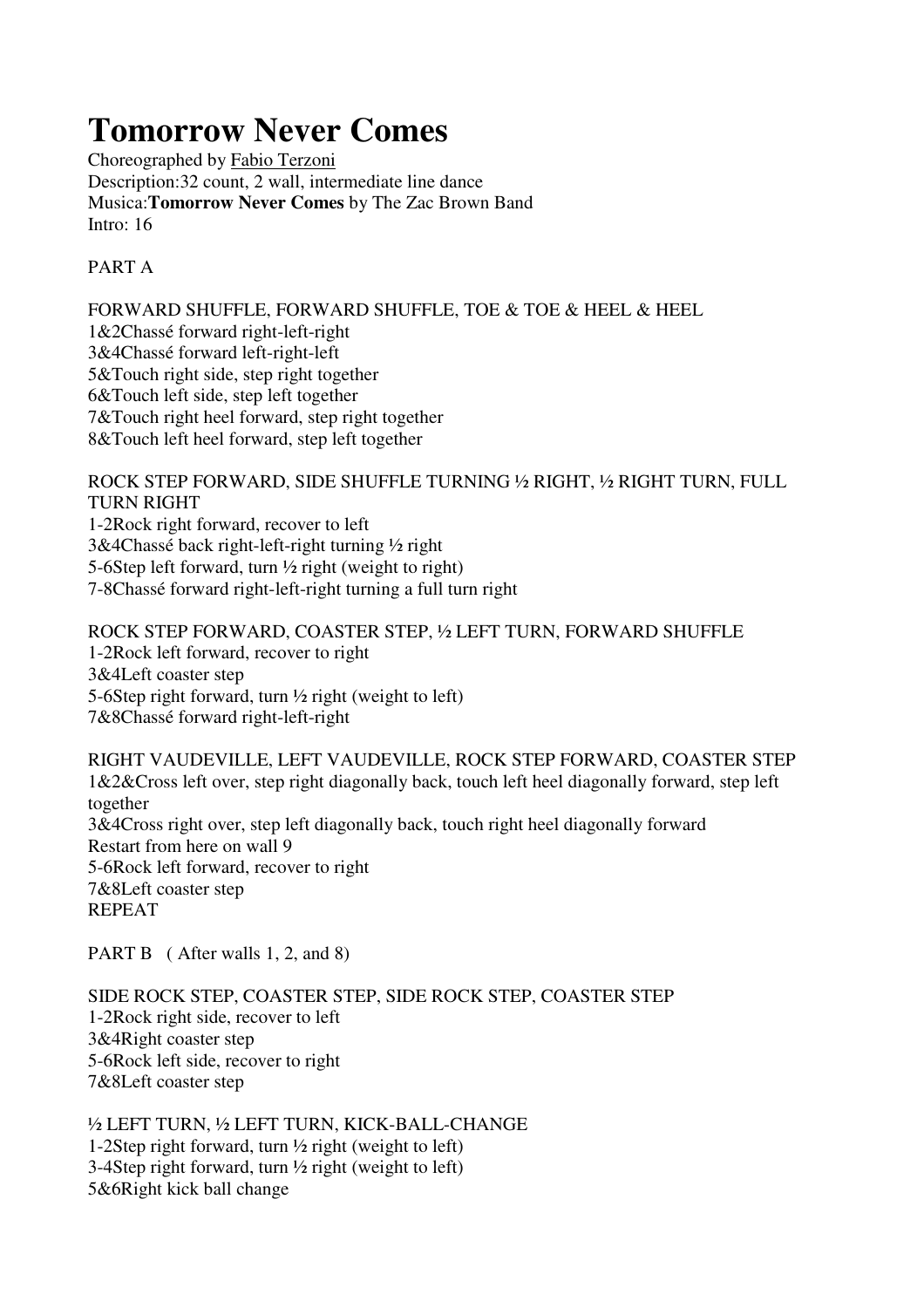# Tomorrow Never Comes

Choreographed by Fabio Terzoni
Description:32 count, 2 wall, intermediate line dance
Musica:**Tomorrow Never Comes** by The Zac Brown Band
Intro: 16

PART A

FORWARD SHUFFLE, FORWARD SHUFFLE, TOE & TOE & HEEL & HEEL
1&2Chassé forward right-left-right
3&4Chassé forward left-right-left
5&Touch right side, step right together
6&Touch left side, step left together
7&Touch right heel forward, step right together
8&Touch left heel forward, step left together

ROCK STEP FORWARD, SIDE SHUFFLE TURNING ½ RIGHT, ½ RIGHT TURN, FULL TURN RIGHT
1-2Rock right forward, recover to left
3&4Chassé back right-left-right turning ½ right
5-6Step left forward, turn ½ right (weight to right)
7-8Chassé forward right-left-right turning a full turn right

ROCK STEP FORWARD, COASTER STEP, ½ LEFT TURN, FORWARD SHUFFLE
1-2Rock left forward, recover to right
3&4Left coaster step
5-6Step right forward, turn ½ right (weight to left)
7&8Chassé forward right-left-right

RIGHT VAUDEVILLE, LEFT VAUDEVILLE, ROCK STEP FORWARD, COASTER STEP
1&2&Cross left over, step right diagonally back, touch left heel diagonally forward, step left together
3&4Cross right over, step left diagonally back, touch right heel diagonally forward
Restart from here on wall 9
5-6Rock left forward, recover to right
7&8Left coaster step
REPEAT

PART B ( After walls 1, 2, and 8)

SIDE ROCK STEP, COASTER STEP, SIDE ROCK STEP, COASTER STEP
1-2Rock right side, recover to left
3&4Right coaster step
5-6Rock left side, recover to right
7&8Left coaster step

½ LEFT TURN, ½ LEFT TURN, KICK-BALL-CHANGE
1-2Step right forward, turn ½ right (weight to left)
3-4Step right forward, turn ½ right (weight to left)
5&6Right kick ball change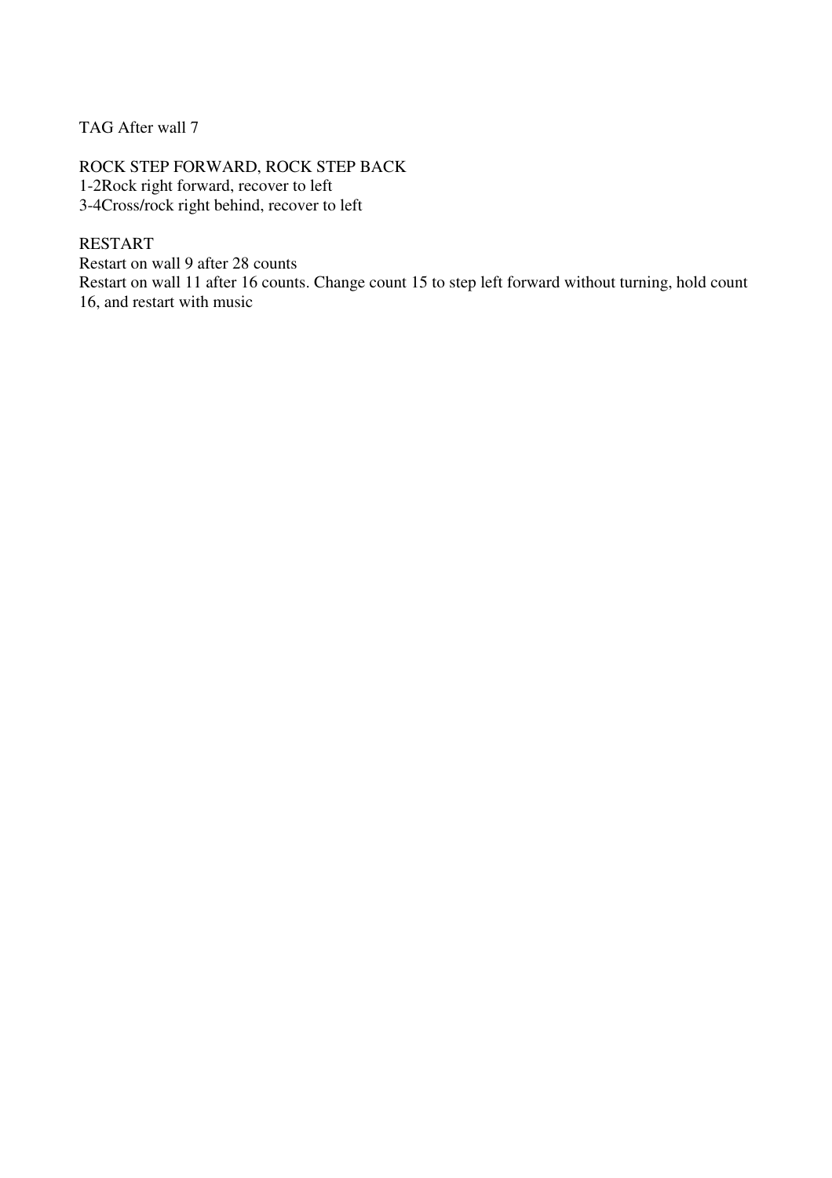TAG After wall 7

ROCK STEP FORWARD, ROCK STEP BACK
1-2Rock right forward, recover to left
3-4Cross/rock right behind, recover to left

RESTART
Restart on wall 9 after 28 counts
Restart on wall 11 after 16 counts. Change count 15 to step left forward without turning, hold count 16, and restart with music